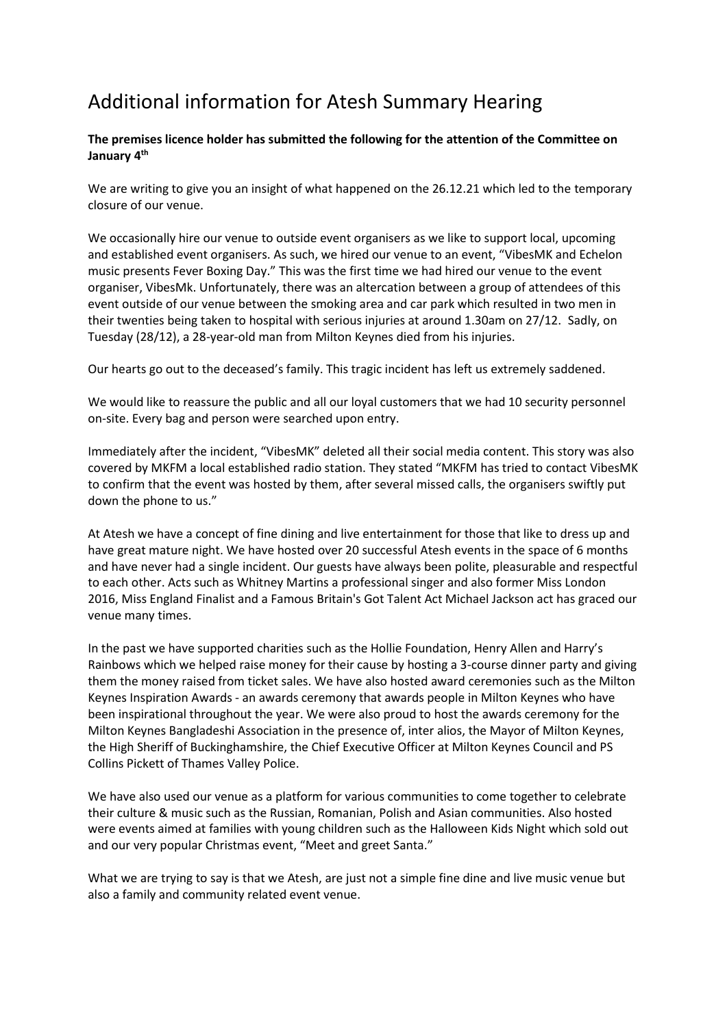# Additional information for Atesh Summary Hearing

**The premises licence holder has submitted the following for the attention of the Committee on January 4th**

We are writing to give you an insight of what happened on the 26.12.21 which led to the temporary closure of our venue.

We occasionally hire our venue to outside event organisers as we like to support local, upcoming and established event organisers. As such, we hired our venue to an event, "VibesMK and Echelon music presents Fever Boxing Day." This was the first time we had hired our venue to the event organiser, VibesMk. Unfortunately, there was an altercation between a group of attendees of this event outside of our venue between the smoking area and car park which resulted in two men in their twenties being taken to hospital with serious injuries at around 1.30am on 27/12. Sadly, on Tuesday (28/12), a 28-year-old man from Milton Keynes died from his injuries.

Our hearts go out to the deceased's family. This tragic incident has left us extremely saddened.

We would like to reassure the public and all our loyal customers that we had 10 security personnel on-site. Every bag and person were searched upon entry.

Immediately after the incident, "VibesMK" deleted all their social media content. This story was also covered by MKFM a local established radio station. They stated "MKFM has tried to contact VibesMK to confirm that the event was hosted by them, after several missed calls, the organisers swiftly put down the phone to us."

At Atesh we have a concept of fine dining and live entertainment for those that like to dress up and have great mature night. We have hosted over 20 successful Atesh events in the space of 6 months and have never had a single incident. Our guests have always been polite, pleasurable and respectful to each other. Acts such as Whitney Martins a professional singer and also former Miss London 2016, Miss England Finalist and a Famous Britain's Got Talent Act Michael Jackson act has graced our venue many times.

In the past we have supported charities such as the Hollie Foundation, Henry Allen and Harry's Rainbows which we helped raise money for their cause by hosting a 3-course dinner party and giving them the money raised from ticket sales. We have also hosted award ceremonies such as the Milton Keynes Inspiration Awards - an awards ceremony that awards people in Milton Keynes who have been inspirational throughout the year. We were also proud to host the awards ceremony for the Milton Keynes Bangladeshi Association in the presence of, inter alios, the Mayor of Milton Keynes, the High Sheriff of Buckinghamshire, the Chief Executive Officer at Milton Keynes Council and PS Collins Pickett of Thames Valley Police.

We have also used our venue as a platform for various communities to come together to celebrate their culture & music such as the Russian, Romanian, Polish and Asian communities. Also hosted were events aimed at families with young children such as the Halloween Kids Night which sold out and our very popular Christmas event, "Meet and greet Santa."

What we are trying to say is that we Atesh, are just not a simple fine dine and live music venue but also a family and community related event venue.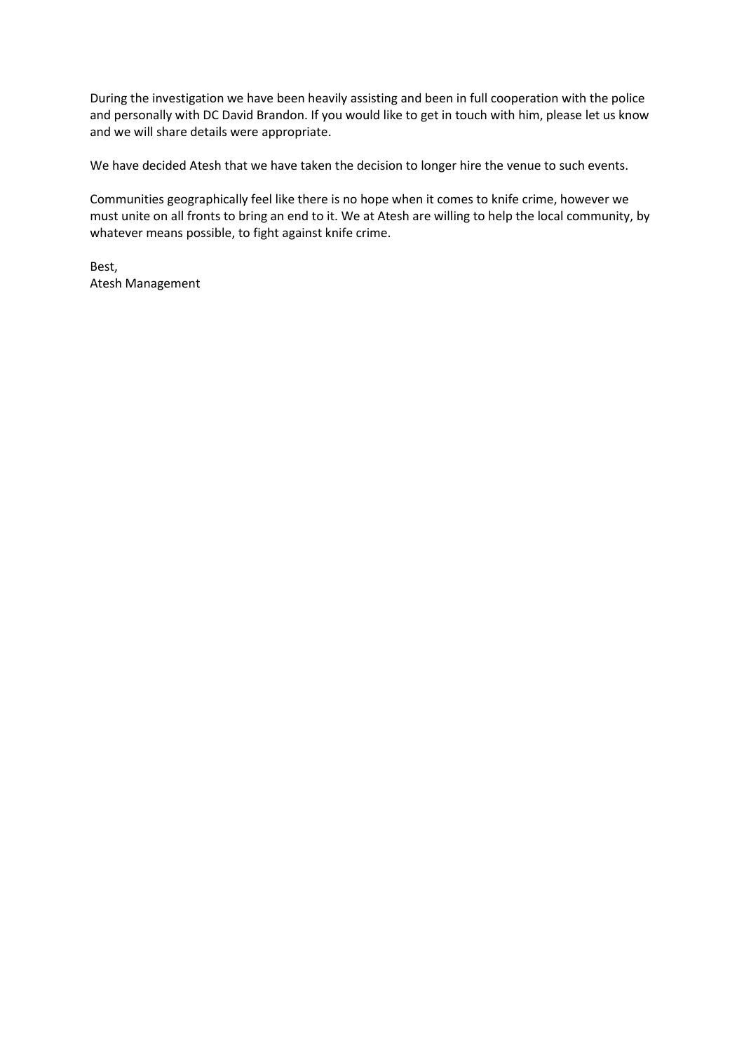During the investigation we have been heavily assisting and been in full cooperation with the police and personally with DC David Brandon. If you would like to get in touch with him, please let us know and we will share details were appropriate.

We have decided Atesh that we have taken the decision to longer hire the venue to such events.

Communities geographically feel like there is no hope when it comes to knife crime, however we must unite on all fronts to bring an end to it. We at Atesh are willing to help the local community, by whatever means possible, to fight against knife crime.

Best,
Atesh Management